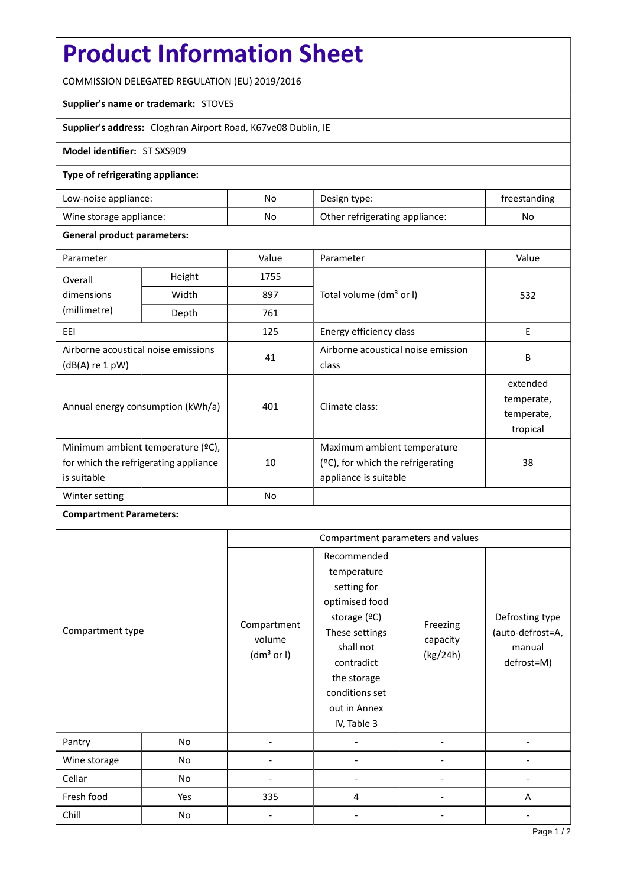# Product Information Sheet

COMMISSION DELEGATED REGULATION (EU) 2019/2016

**Supplier's name or trademark:** STOVES

**Supplier's address:** Cloghran Airport Road, K67ve08 Dublin, IE

**Model identifier:** ST SXS909

**Type of refrigerating appliance:**

| | | | |
|---|---|---|---|
| Low-noise appliance: | No | Design type: | freestanding |
| Wine storage appliance: | No | Other refrigerating appliance: | No |

**General product parameters:**

| Parameter | | Value | Parameter | Value |
|---|---|---|---|---|
| Overall dimensions (millimetre) | Height | 1755 | Total volume (dm³ or l) | 532 |
| | Width | 897 | | |
| | Depth | 761 | | |
| EEI | | 125 | Energy efficiency class | E |
| Airborne acoustical noise emissions (dB(A) re 1 pW) | | 41 | Airborne acoustical noise emission class | B |
| Annual energy consumption (kWh/a) | | 401 | Climate class: | extended temperate, temperate, tropical |
| Minimum ambient temperature (ºC), for which the refrigerating appliance is suitable | | 10 | Maximum ambient temperature (ºC), for which the refrigerating appliance is suitable | 38 |
| Winter setting | | No | | |

**Compartment Parameters:**

| Compartment type | | Compartment parameters and values | | | |
|---|---|---|---|---|---|
| | | Compartment volume (dm³ or l) | Recommended temperature setting for optimised food storage (ºC) These settings shall not contradict the storage conditions set out in Annex IV, Table 3 | Freezing capacity (kg/24h) | Defrosting type (auto-defrost=A, manual defrost=M) |
| Pantry | No | - | - | - | - |
| Wine storage | No | - | - | - | - |
| Cellar | No | - | - | - | - |
| Fresh food | Yes | 335 | 4 | - | A |
| Chill | No | - | - | - | - |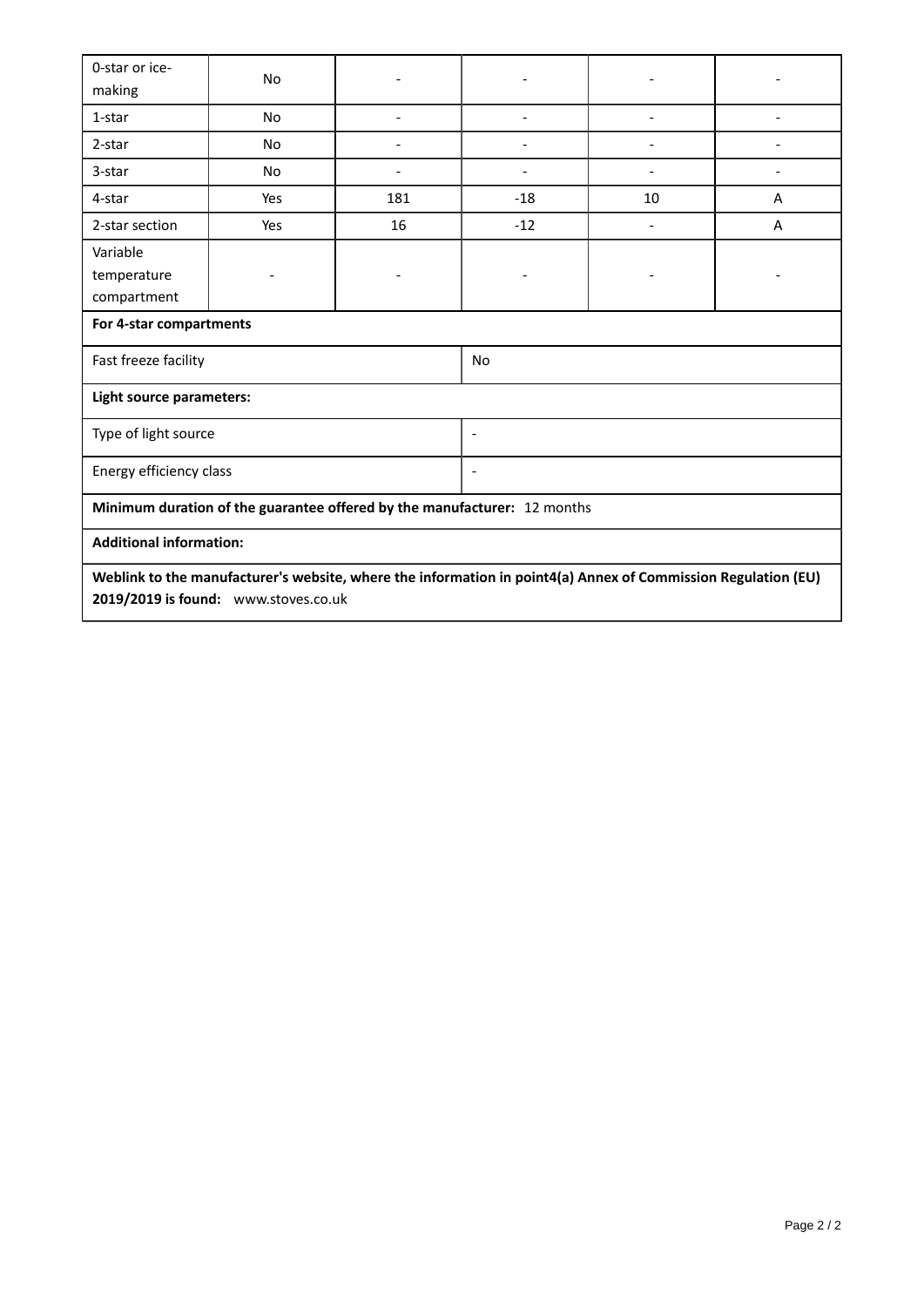| | | | | | |
|---|---|---|---|---|---|
| 0-star or ice-making | No | - | - | - | - |
| 1-star | No | - | - | - | - |
| 2-star | No | - | - | - | - |
| 3-star | No | - | - | - | - |
| 4-star | Yes | 181 | -18 | 10 | A |
| 2-star section | Yes | 16 | -12 | - | A |
| Variable temperature compartment | - | - | - | - | - |

| | |
|---|---|
| **For 4-star compartments** | |
| Fast freeze facility | No |
| **Light source parameters:** | |
| Type of light source | - |
| Energy efficiency class | - |

**Minimum duration of the guarantee offered by the manufacturer:** 12 months

**Additional information:**

**Weblink to the manufacturer's website, where the information in point4(a) Annex of Commission Regulation (EU) 2019/2019 is found:** www.stoves.co.uk